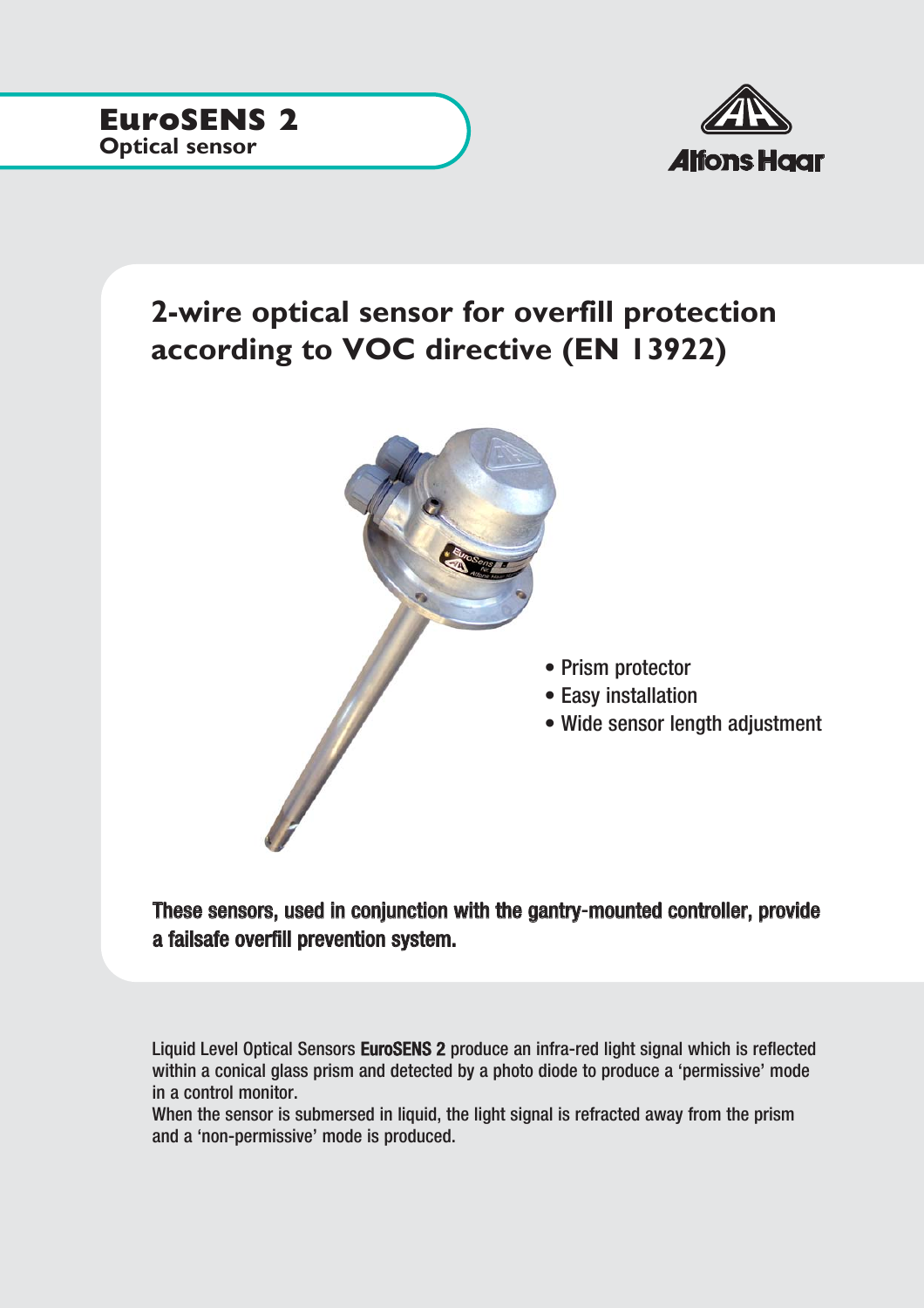# EuroSENS 2

**Optical sensor**

Alfons Haar

## 2-wire optical sensor for overfill protection according to VOC directive (EN 13922)

- Prism protector
- Easy installation
- Wide sensor length adjustment

**These sensors, used in conjunction with the gantry-mounted controller, provide a failsafe overfill prevention system.**

Liquid Level Optical Sensors **EuroSENS 2** produce an infra-red light signal which is reflected within a conical glass prism and detected by a photo diode to produce a 'permissive' mode in a control monitor.

When the sensor is submersed in liquid, the light signal is refracted away from the prism and a 'non-permissive' mode is produced.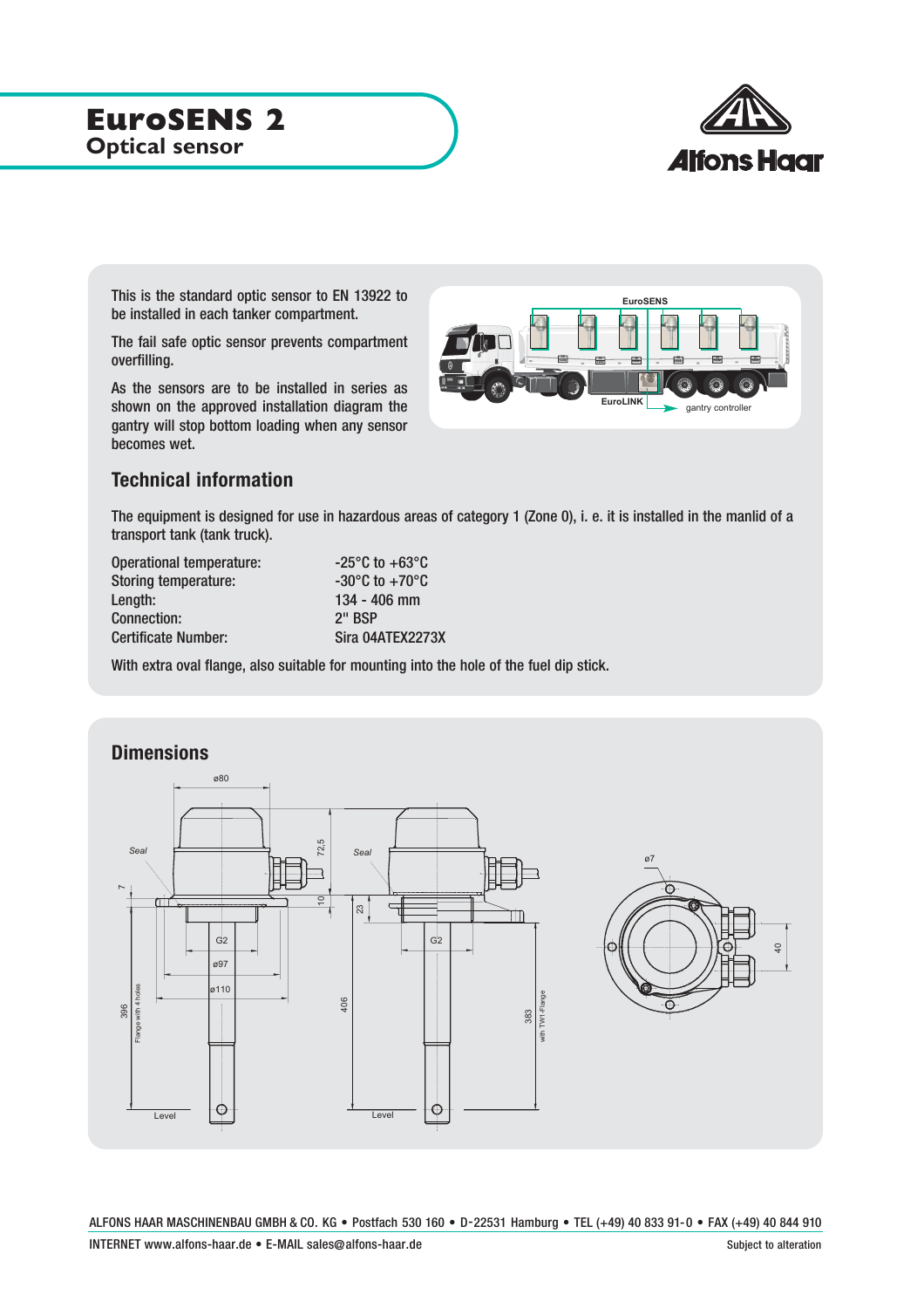# EuroSENS 2

## Optical sensor

This is the standard optic sensor to EN 13922 to be installed in each tanker compartment.

The fail safe optic sensor prevents compartment overfilling.

As the sensors are to be installed in series as shown on the approved installation diagram the gantry will stop bottom loading when any sensor becomes wet.

EuroSENS

EuroLINK

gantry controller

## Technical information

The equipment is designed for use in hazardous areas of category 1 (Zone 0), i. e. it is installed in the manlid of a transport tank (tank truck).

| | |
|---|---|
| Operational temperature: | -25°C to +63°C |
| Storing temperature: | -30°C to +70°C |
| Length: | 134 - 406 mm |
| Connection: | 2" BSP |
| Certificate Number: | Sira 04ATEX2273X |

With extra oval flange, also suitable for mounting into the hole of the fuel dip stick.

## Dimensions

ø80

Seal

72,5

7

10

G2

ø97

ø110

396

Flange with 4 holes

Level

Seal

23

G2

406

383

with TW1-Flange

Level

ø7

40

ALFONS HAAR MASCHINENBAU GMBH & CO. KG • Postfach 530 160 • D-22531 Hamburg • TEL (+49) 40 833 91-0 • FAX (+49) 40 844 910

INTERNET www.alfons-haar.de • E-MAIL sales@alfons-haar.de

Subject to alteration